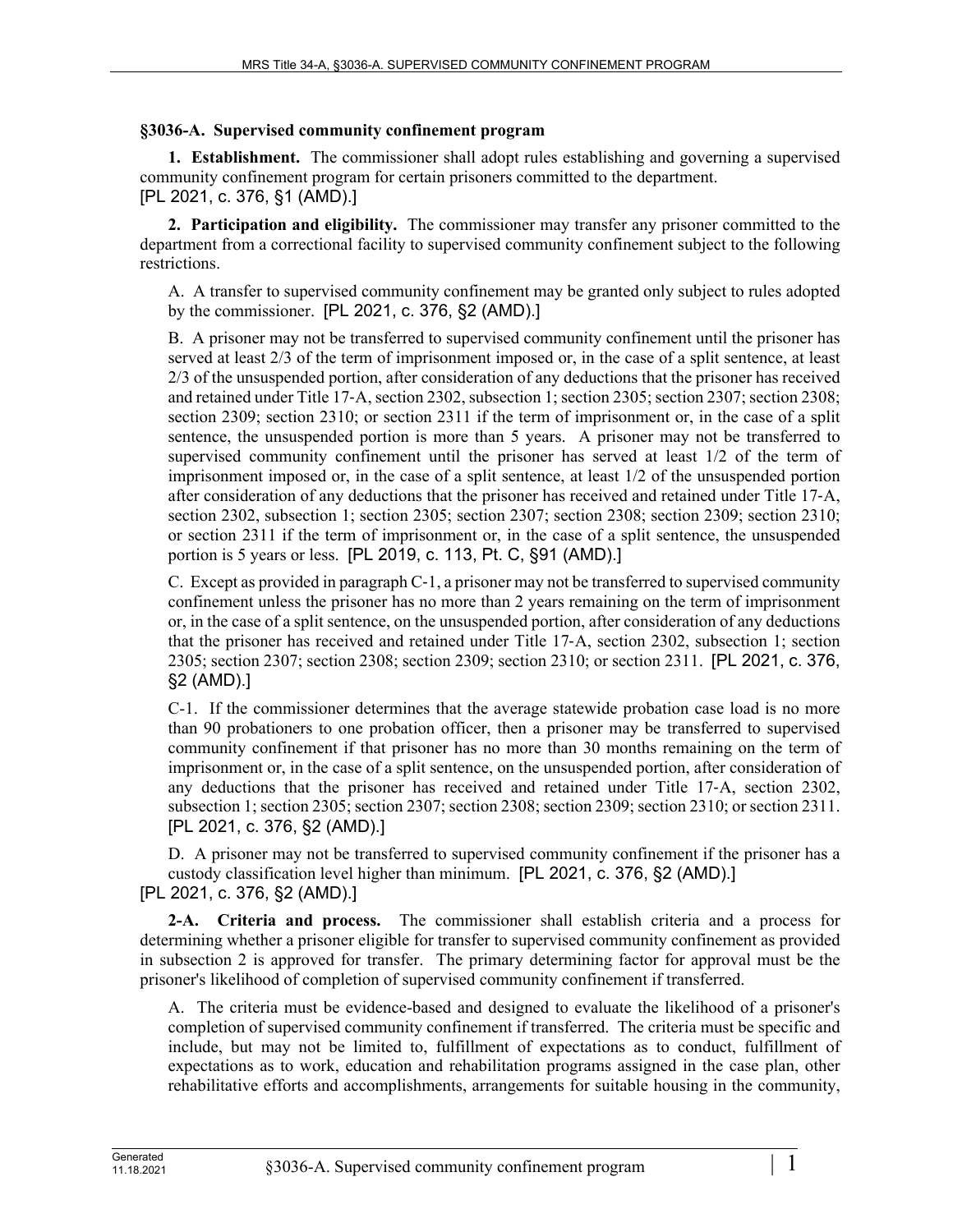### §3036-A. Supervised community confinement program

**1. Establishment.** The commissioner shall adopt rules establishing and governing a supervised community confinement program for certain prisoners committed to the department.
[PL 2021, c. 376, §1 (AMD).]

**2. Participation and eligibility.** The commissioner may transfer any prisoner committed to the department from a correctional facility to supervised community confinement subject to the following restrictions.

A. A transfer to supervised community confinement may be granted only subject to rules adopted by the commissioner. [PL 2021, c. 376, §2 (AMD).]

B. A prisoner may not be transferred to supervised community confinement until the prisoner has served at least 2/3 of the term of imprisonment imposed or, in the case of a split sentence, at least 2/3 of the unsuspended portion, after consideration of any deductions that the prisoner has received and retained under Title 17-A, section 2302, subsection 1; section 2305; section 2307; section 2308; section 2309; section 2310; or section 2311 if the term of imprisonment or, in the case of a split sentence, the unsuspended portion is more than 5 years. A prisoner may not be transferred to supervised community confinement until the prisoner has served at least 1/2 of the term of imprisonment imposed or, in the case of a split sentence, at least 1/2 of the unsuspended portion after consideration of any deductions that the prisoner has received and retained under Title 17-A, section 2302, subsection 1; section 2305; section 2307; section 2308; section 2309; section 2310; or section 2311 if the term of imprisonment or, in the case of a split sentence, the unsuspended portion is 5 years or less. [PL 2019, c. 113, Pt. C, §91 (AMD).]

C. Except as provided in paragraph C-1, a prisoner may not be transferred to supervised community confinement unless the prisoner has no more than 2 years remaining on the term of imprisonment or, in the case of a split sentence, on the unsuspended portion, after consideration of any deductions that the prisoner has received and retained under Title 17-A, section 2302, subsection 1; section 2305; section 2307; section 2308; section 2309; section 2310; or section 2311. [PL 2021, c. 376, §2 (AMD).]

C-1. If the commissioner determines that the average statewide probation case load is no more than 90 probationers to one probation officer, then a prisoner may be transferred to supervised community confinement if that prisoner has no more than 30 months remaining on the term of imprisonment or, in the case of a split sentence, on the unsuspended portion, after consideration of any deductions that the prisoner has received and retained under Title 17-A, section 2302, subsection 1; section 2305; section 2307; section 2308; section 2309; section 2310; or section 2311. [PL 2021, c. 376, §2 (AMD).]

D. A prisoner may not be transferred to supervised community confinement if the prisoner has a custody classification level higher than minimum. [PL 2021, c. 376, §2 (AMD).]

[PL 2021, c. 376, §2 (AMD).]

**2-A. Criteria and process.** The commissioner shall establish criteria and a process for determining whether a prisoner eligible for transfer to supervised community confinement as provided in subsection 2 is approved for transfer. The primary determining factor for approval must be the prisoner's likelihood of completion of supervised community confinement if transferred.

A. The criteria must be evidence-based and designed to evaluate the likelihood of a prisoner's completion of supervised community confinement if transferred. The criteria must be specific and include, but may not be limited to, fulfillment of expectations as to conduct, fulfillment of expectations as to work, education and rehabilitation programs assigned in the case plan, other rehabilitative efforts and accomplishments, arrangements for suitable housing in the community,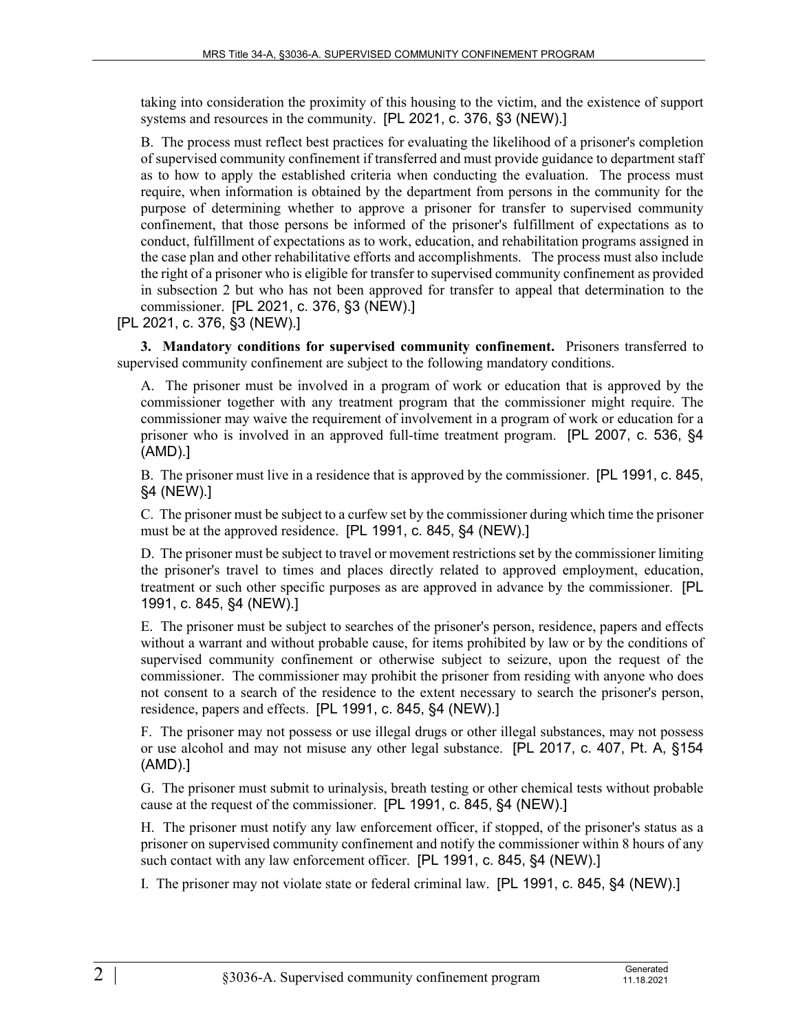taking into consideration the proximity of this housing to the victim, and the existence of support systems and resources in the community. [PL 2021, c. 376, §3 (NEW).]

B. The process must reflect best practices for evaluating the likelihood of a prisoner's completion of supervised community confinement if transferred and must provide guidance to department staff as to how to apply the established criteria when conducting the evaluation. The process must require, when information is obtained by the department from persons in the community for the purpose of determining whether to approve a prisoner for transfer to supervised community confinement, that those persons be informed of the prisoner's fulfillment of expectations as to conduct, fulfillment of expectations as to work, education, and rehabilitation programs assigned in the case plan and other rehabilitative efforts and accomplishments. The process must also include the right of a prisoner who is eligible for transfer to supervised community confinement as provided in subsection 2 but who has not been approved for transfer to appeal that determination to the commissioner. [PL 2021, c. 376, §3 (NEW).]

[PL 2021, c. 376, §3 (NEW).]

**3. Mandatory conditions for supervised community confinement.** Prisoners transferred to supervised community confinement are subject to the following mandatory conditions.

A. The prisoner must be involved in a program of work or education that is approved by the commissioner together with any treatment program that the commissioner might require. The commissioner may waive the requirement of involvement in a program of work or education for a prisoner who is involved in an approved full-time treatment program. [PL 2007, c. 536, §4 (AMD).]

B. The prisoner must live in a residence that is approved by the commissioner. [PL 1991, c. 845, §4 (NEW).]

C. The prisoner must be subject to a curfew set by the commissioner during which time the prisoner must be at the approved residence. [PL 1991, c. 845, §4 (NEW).]

D. The prisoner must be subject to travel or movement restrictions set by the commissioner limiting the prisoner's travel to times and places directly related to approved employment, education, treatment or such other specific purposes as are approved in advance by the commissioner. [PL 1991, c. 845, §4 (NEW).]

E. The prisoner must be subject to searches of the prisoner's person, residence, papers and effects without a warrant and without probable cause, for items prohibited by law or by the conditions of supervised community confinement or otherwise subject to seizure, upon the request of the commissioner. The commissioner may prohibit the prisoner from residing with anyone who does not consent to a search of the residence to the extent necessary to search the prisoner's person, residence, papers and effects. [PL 1991, c. 845, §4 (NEW).]

F. The prisoner may not possess or use illegal drugs or other illegal substances, may not possess or use alcohol and may not misuse any other legal substance. [PL 2017, c. 407, Pt. A, §154 (AMD).]

G. The prisoner must submit to urinalysis, breath testing or other chemical tests without probable cause at the request of the commissioner. [PL 1991, c. 845, §4 (NEW).]

H. The prisoner must notify any law enforcement officer, if stopped, of the prisoner's status as a prisoner on supervised community confinement and notify the commissioner within 8 hours of any such contact with any law enforcement officer. [PL 1991, c. 845, §4 (NEW).]

I. The prisoner may not violate state or federal criminal law. [PL 1991, c. 845, §4 (NEW).]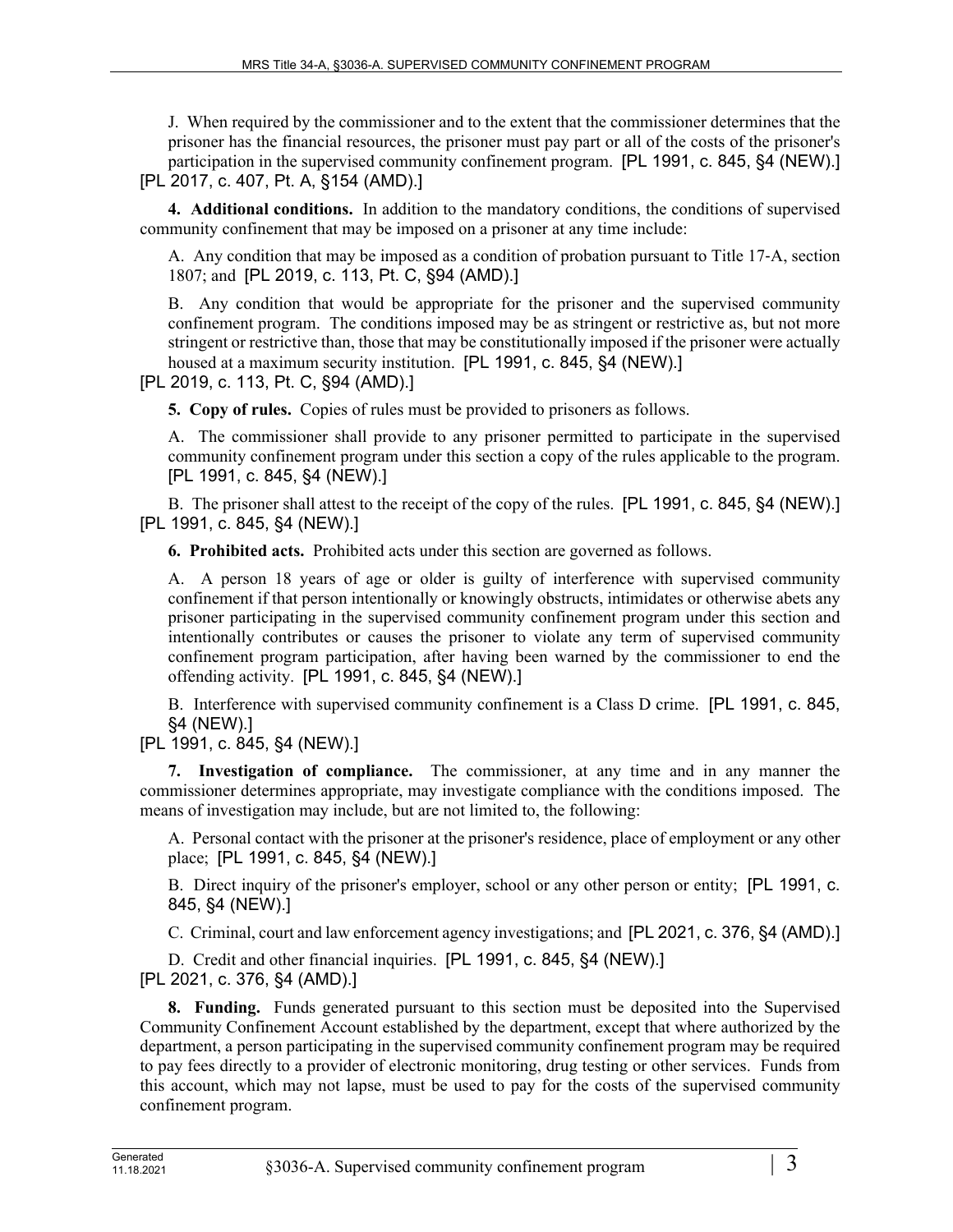J. When required by the commissioner and to the extent that the commissioner determines that the prisoner has the financial resources, the prisoner must pay part or all of the costs of the prisoner's participation in the supervised community confinement program. [PL 1991, c. 845, §4 (NEW).]

[PL 2017, c. 407, Pt. A, §154 (AMD).]

**4. Additional conditions.** In addition to the mandatory conditions, the conditions of supervised community confinement that may be imposed on a prisoner at any time include:

A. Any condition that may be imposed as a condition of probation pursuant to Title 17-A, section 1807; and [PL 2019, c. 113, Pt. C, §94 (AMD).]

B. Any condition that would be appropriate for the prisoner and the supervised community confinement program. The conditions imposed may be as stringent or restrictive as, but not more stringent or restrictive than, those that may be constitutionally imposed if the prisoner were actually housed at a maximum security institution. [PL 1991, c. 845, §4 (NEW).]

[PL 2019, c. 113, Pt. C, §94 (AMD).]

**5. Copy of rules.** Copies of rules must be provided to prisoners as follows.

A. The commissioner shall provide to any prisoner permitted to participate in the supervised community confinement program under this section a copy of the rules applicable to the program. [PL 1991, c. 845, §4 (NEW).]

B. The prisoner shall attest to the receipt of the copy of the rules. [PL 1991, c. 845, §4 (NEW).]

[PL 1991, c. 845, §4 (NEW).]

**6. Prohibited acts.** Prohibited acts under this section are governed as follows.

A. A person 18 years of age or older is guilty of interference with supervised community confinement if that person intentionally or knowingly obstructs, intimidates or otherwise abets any prisoner participating in the supervised community confinement program under this section and intentionally contributes or causes the prisoner to violate any term of supervised community confinement program participation, after having been warned by the commissioner to end the offending activity. [PL 1991, c. 845, §4 (NEW).]

B. Interference with supervised community confinement is a Class D crime. [PL 1991, c. 845, §4 (NEW).]

[PL 1991, c. 845, §4 (NEW).]

**7. Investigation of compliance.** The commissioner, at any time and in any manner the commissioner determines appropriate, may investigate compliance with the conditions imposed. The means of investigation may include, but are not limited to, the following:

A. Personal contact with the prisoner at the prisoner's residence, place of employment or any other place; [PL 1991, c. 845, §4 (NEW).]

B. Direct inquiry of the prisoner's employer, school or any other person or entity; [PL 1991, c. 845, §4 (NEW).]

C. Criminal, court and law enforcement agency investigations; and [PL 2021, c. 376, §4 (AMD).]

D. Credit and other financial inquiries. [PL 1991, c. 845, §4 (NEW).]

[PL 2021, c. 376, §4 (AMD).]

**8. Funding.** Funds generated pursuant to this section must be deposited into the Supervised Community Confinement Account established by the department, except that where authorized by the department, a person participating in the supervised community confinement program may be required to pay fees directly to a provider of electronic monitoring, drug testing or other services. Funds from this account, which may not lapse, must be used to pay for the costs of the supervised community confinement program.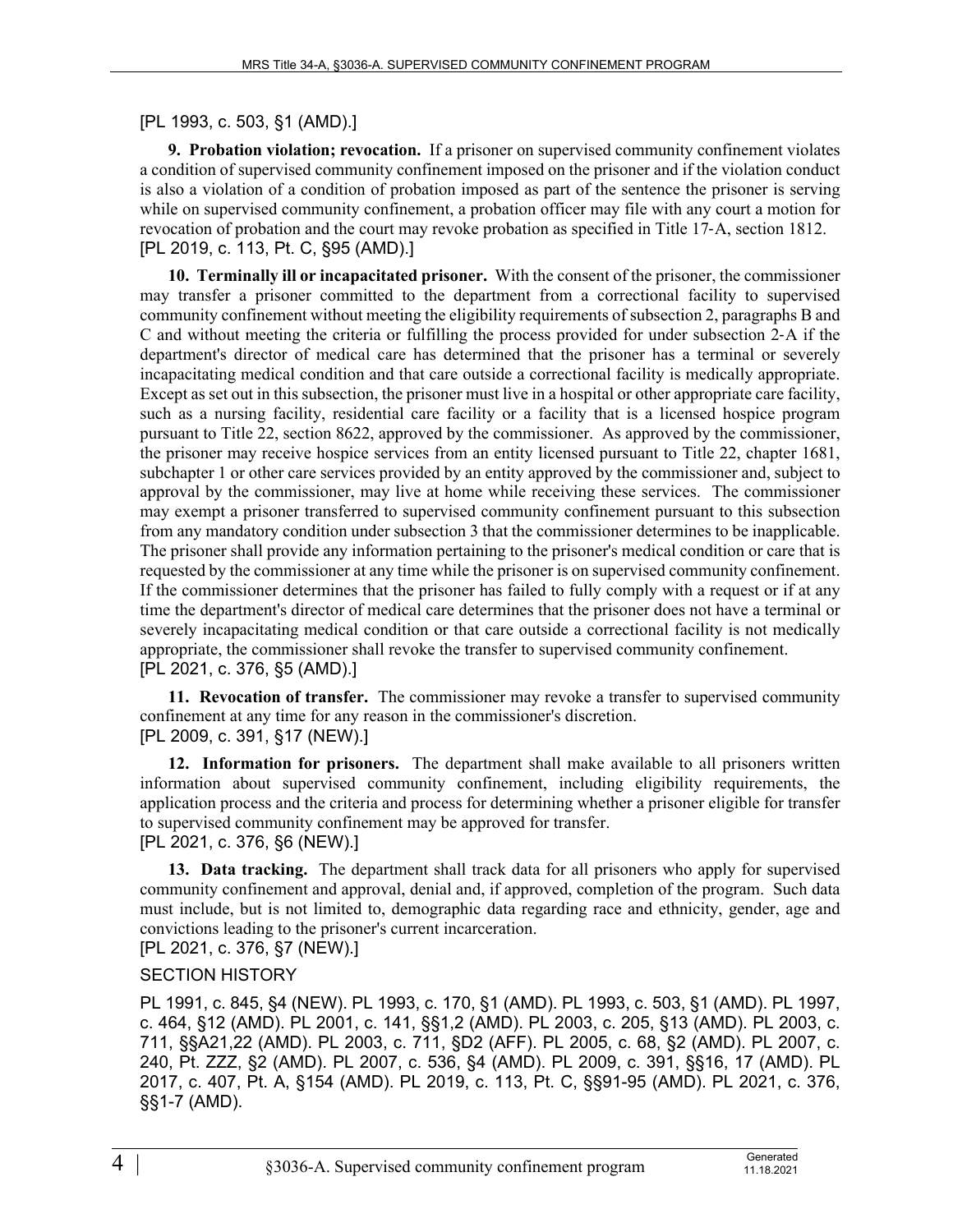[PL 1993, c. 503, §1 (AMD).]

**9. Probation violation; revocation.** If a prisoner on supervised community confinement violates a condition of supervised community confinement imposed on the prisoner and if the violation conduct is also a violation of a condition of probation imposed as part of the sentence the prisoner is serving while on supervised community confinement, a probation officer may file with any court a motion for revocation of probation and the court may revoke probation as specified in Title 17‑A, section 1812.
[PL 2019, c. 113, Pt. C, §95 (AMD).]

**10. Terminally ill or incapacitated prisoner.** With the consent of the prisoner, the commissioner may transfer a prisoner committed to the department from a correctional facility to supervised community confinement without meeting the eligibility requirements of subsection 2, paragraphs B and C and without meeting the criteria or fulfilling the process provided for under subsection 2‑A if the department's director of medical care has determined that the prisoner has a terminal or severely incapacitating medical condition and that care outside a correctional facility is medically appropriate. Except as set out in this subsection, the prisoner must live in a hospital or other appropriate care facility, such as a nursing facility, residential care facility or a facility that is a licensed hospice program pursuant to Title 22, section 8622, approved by the commissioner. As approved by the commissioner, the prisoner may receive hospice services from an entity licensed pursuant to Title 22, chapter 1681, subchapter 1 or other care services provided by an entity approved by the commissioner and, subject to approval by the commissioner, may live at home while receiving these services. The commissioner may exempt a prisoner transferred to supervised community confinement pursuant to this subsection from any mandatory condition under subsection 3 that the commissioner determines to be inapplicable. The prisoner shall provide any information pertaining to the prisoner's medical condition or care that is requested by the commissioner at any time while the prisoner is on supervised community confinement. If the commissioner determines that the prisoner has failed to fully comply with a request or if at any time the department's director of medical care determines that the prisoner does not have a terminal or severely incapacitating medical condition or that care outside a correctional facility is not medically appropriate, the commissioner shall revoke the transfer to supervised community confinement.
[PL 2021, c. 376, §5 (AMD).]

**11. Revocation of transfer.** The commissioner may revoke a transfer to supervised community confinement at any time for any reason in the commissioner's discretion.
[PL 2009, c. 391, §17 (NEW).]

**12. Information for prisoners.** The department shall make available to all prisoners written information about supervised community confinement, including eligibility requirements, the application process and the criteria and process for determining whether a prisoner eligible for transfer to supervised community confinement may be approved for transfer.
[PL 2021, c. 376, §6 (NEW).]

**13. Data tracking.** The department shall track data for all prisoners who apply for supervised community confinement and approval, denial and, if approved, completion of the program. Such data must include, but is not limited to, demographic data regarding race and ethnicity, gender, age and convictions leading to the prisoner's current incarceration.
[PL 2021, c. 376, §7 (NEW).]

SECTION HISTORY

PL 1991, c. 845, §4 (NEW). PL 1993, c. 170, §1 (AMD). PL 1993, c. 503, §1 (AMD). PL 1997, c. 464, §12 (AMD). PL 2001, c. 141, §§1,2 (AMD). PL 2003, c. 205, §13 (AMD). PL 2003, c. 711, §§A21,22 (AMD). PL 2003, c. 711, §D2 (AFF). PL 2005, c. 68, §2 (AMD). PL 2007, c. 240, Pt. ZZZ, §2 (AMD). PL 2007, c. 536, §4 (AMD). PL 2009, c. 391, §§16, 17 (AMD). PL 2017, c. 407, Pt. A, §154 (AMD). PL 2019, c. 113, Pt. C, §§91-95 (AMD). PL 2021, c. 376, §§1-7 (AMD).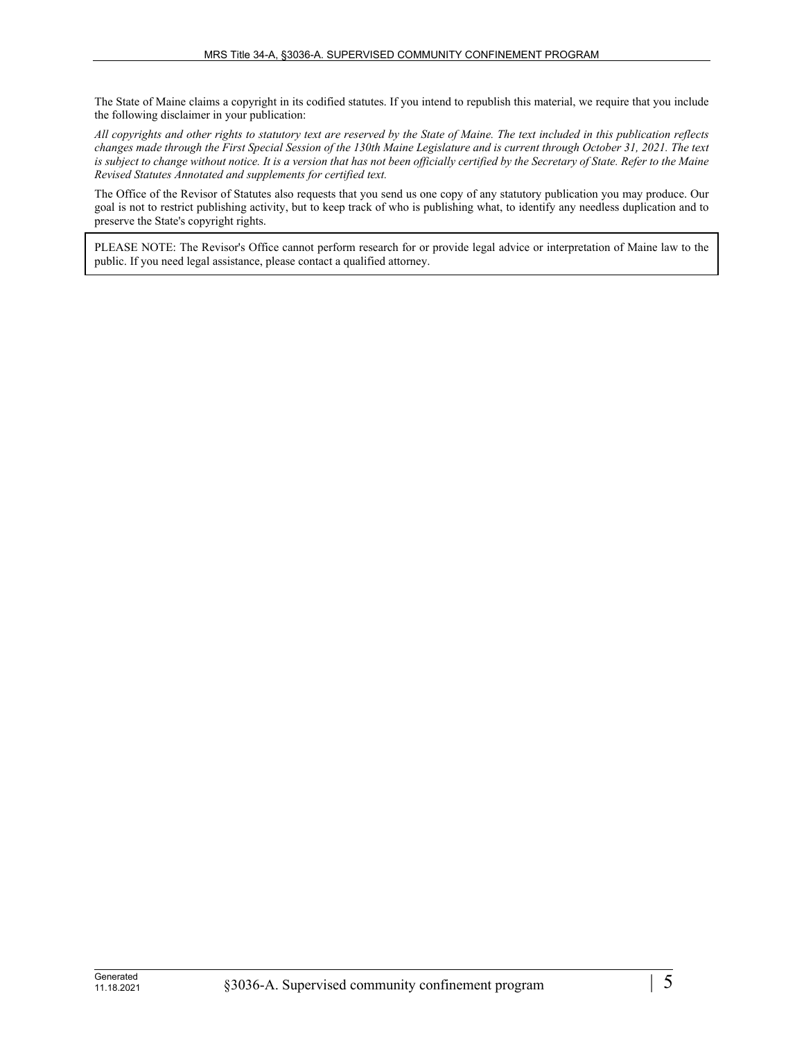The State of Maine claims a copyright in its codified statutes. If you intend to republish this material, we require that you include the following disclaimer in your publication:

*All copyrights and other rights to statutory text are reserved by the State of Maine. The text included in this publication reflects changes made through the First Special Session of the 130th Maine Legislature and is current through October 31, 2021. The text is subject to change without notice. It is a version that has not been officially certified by the Secretary of State. Refer to the Maine Revised Statutes Annotated and supplements for certified text.*

The Office of the Revisor of Statutes also requests that you send us one copy of any statutory publication you may produce. Our goal is not to restrict publishing activity, but to keep track of who is publishing what, to identify any needless duplication and to preserve the State's copyright rights.

PLEASE NOTE: The Revisor's Office cannot perform research for or provide legal advice or interpretation of Maine law to the public. If you need legal assistance, please contact a qualified attorney.